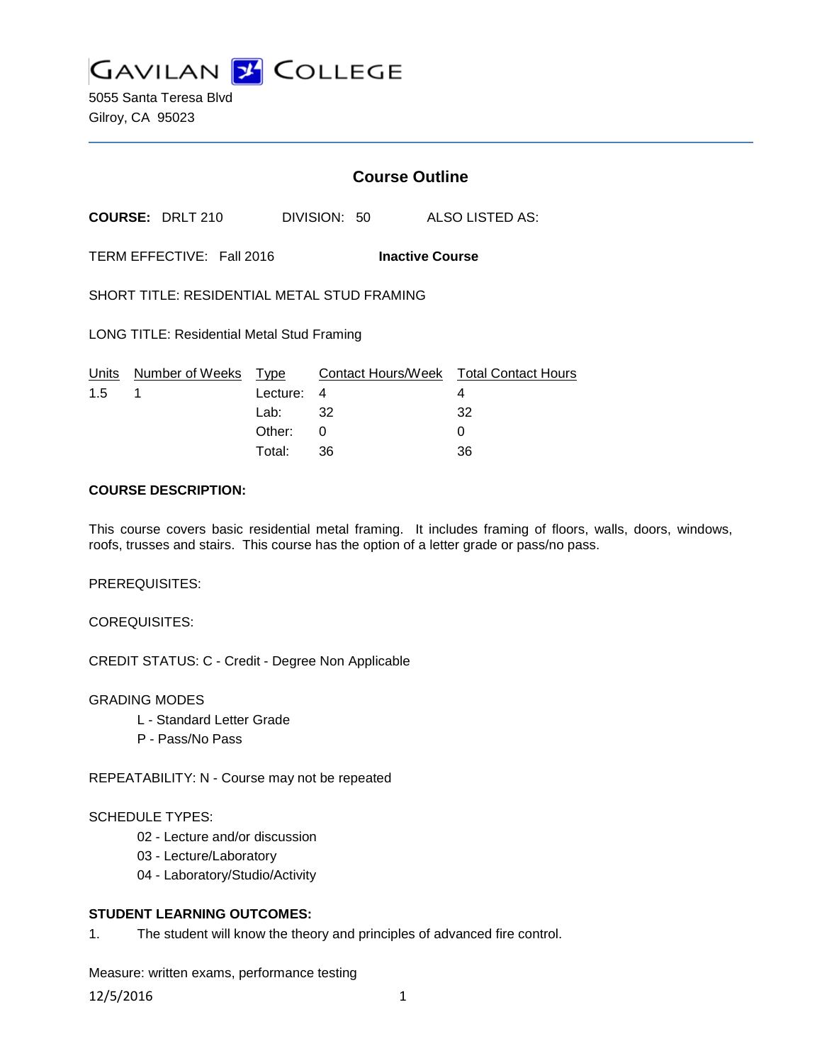# GAVILAN COLLEGE

5055 Santa Teresa Blvd
Gilroy, CA 95023

## Course Outline

**COURSE:** DRLT 210 DIVISION: 50 ALSO LISTED AS:

TERM EFFECTIVE: Fall 2016 **Inactive Course**

SHORT TITLE: RESIDENTIAL METAL STUD FRAMING

LONG TITLE: Residential Metal Stud Framing

| Units | Number of Weeks | Type | Contact Hours/Week | Total Contact Hours |
|---|---|---|---|---|
| 1.5 | 1 | Lecture: | 4 | 4 |
| | | Lab: | 32 | 32 |
| | | Other: | 0 | 0 |
| | | Total: | 36 | 36 |

**COURSE DESCRIPTION:**

This course covers basic residential metal framing. It includes framing of floors, walls, doors, windows, roofs, trusses and stairs. This course has the option of a letter grade or pass/no pass.

PREREQUISITES:

COREQUISITES:

CREDIT STATUS: C - Credit - Degree Non Applicable

GRADING MODES

- L - Standard Letter Grade
- P - Pass/No Pass

REPEATABILITY: N - Course may not be repeated

SCHEDULE TYPES:

- 02 - Lecture and/or discussion
- 03 - Lecture/Laboratory
- 04 - Laboratory/Studio/Activity

**STUDENT LEARNING OUTCOMES:**

1. The student will know the theory and principles of advanced fire control.

Measure: written exams, performance testing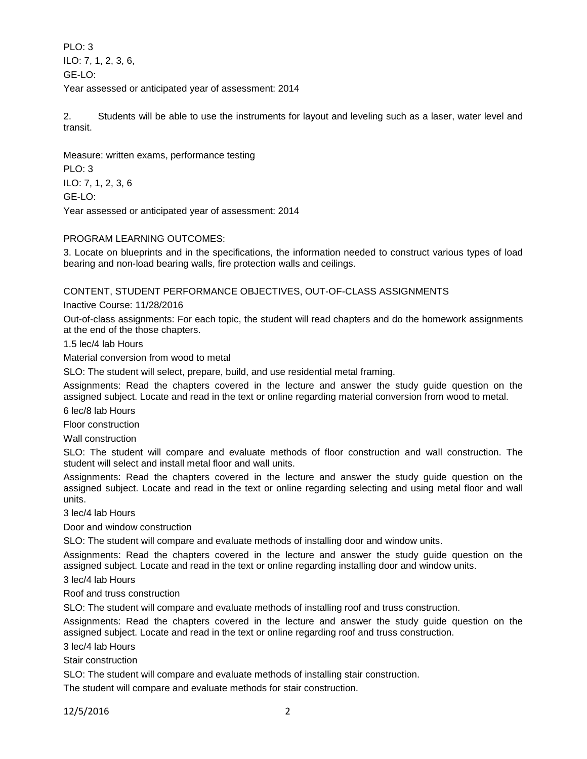PLO: 3
ILO: 7, 1, 2, 3, 6,
GE-LO:
Year assessed or anticipated year of assessment: 2014

2. Students will be able to use the instruments for layout and leveling such as a laser, water level and transit.

Measure: written exams, performance testing
PLO: 3
ILO: 7, 1, 2, 3, 6
GE-LO:
Year assessed or anticipated year of assessment: 2014

PROGRAM LEARNING OUTCOMES:

3. Locate on blueprints and in the specifications, the information needed to construct various types of load bearing and non-load bearing walls, fire protection walls and ceilings.

CONTENT, STUDENT PERFORMANCE OBJECTIVES, OUT-OF-CLASS ASSIGNMENTS

Inactive Course: 11/28/2016

Out-of-class assignments: For each topic, the student will read chapters and do the homework assignments at the end of the those chapters.

1.5 lec/4 lab Hours

Material conversion from wood to metal

SLO: The student will select, prepare, build, and use residential metal framing.

Assignments: Read the chapters covered in the lecture and answer the study guide question on the assigned subject. Locate and read in the text or online regarding material conversion from wood to metal.

6 lec/8 lab Hours

Floor construction

Wall construction

SLO: The student will compare and evaluate methods of floor construction and wall construction. The student will select and install metal floor and wall units.

Assignments: Read the chapters covered in the lecture and answer the study guide question on the assigned subject. Locate and read in the text or online regarding selecting and using metal floor and wall units.

3 lec/4 lab Hours

Door and window construction

SLO: The student will compare and evaluate methods of installing door and window units.

Assignments: Read the chapters covered in the lecture and answer the study guide question on the assigned subject. Locate and read in the text or online regarding installing door and window units.

3 lec/4 lab Hours

Roof and truss construction

SLO: The student will compare and evaluate methods of installing roof and truss construction.

Assignments: Read the chapters covered in the lecture and answer the study guide question on the assigned subject. Locate and read in the text or online regarding roof and truss construction.

3 lec/4 lab Hours

Stair construction

SLO: The student will compare and evaluate methods of installing stair construction.

The student will compare and evaluate methods for stair construction.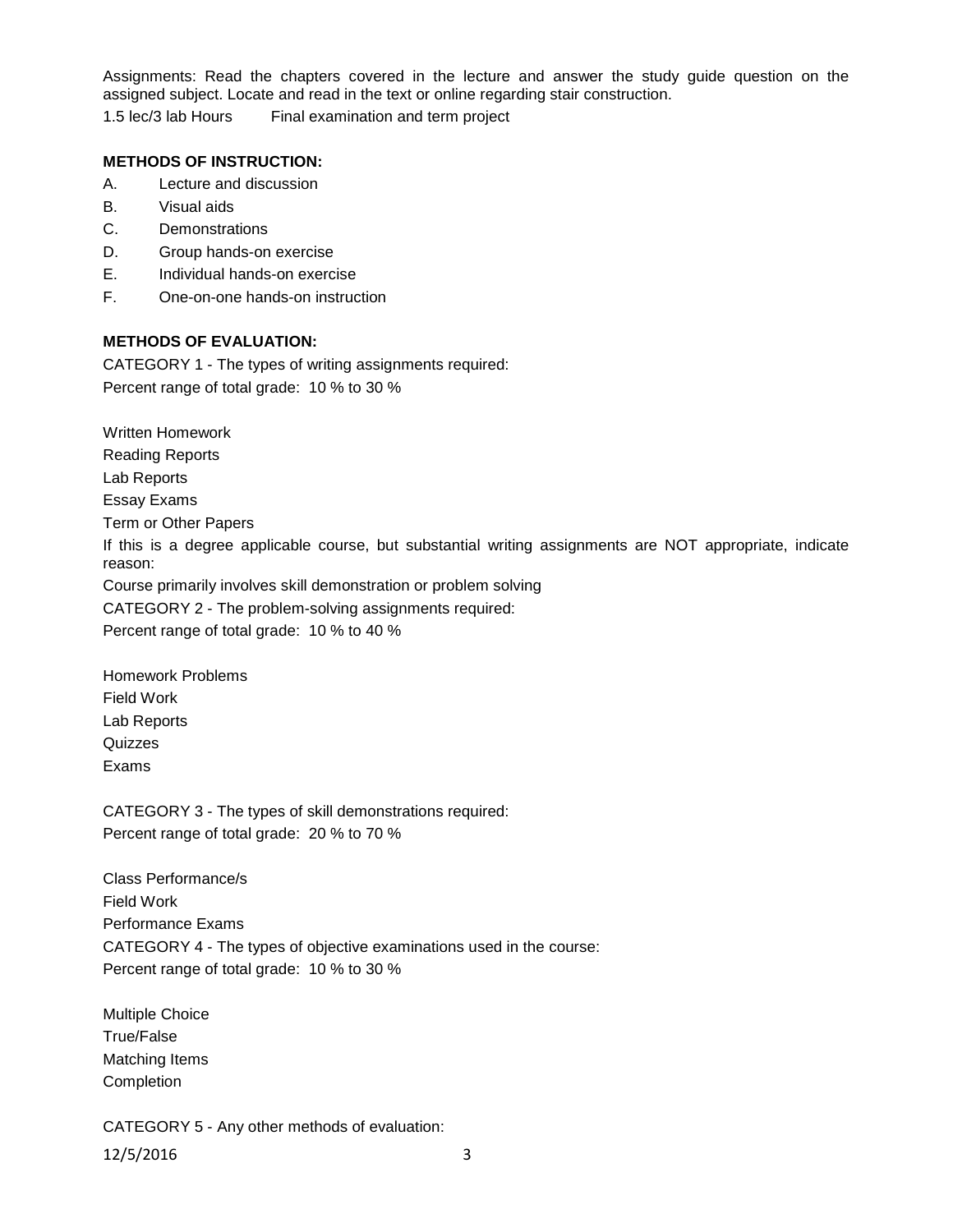Assignments: Read the chapters covered in the lecture and answer the study guide question on the assigned subject. Locate and read in the text or online regarding stair construction.

1.5 lec/3 lab Hours        Final examination and term project

**METHODS OF INSTRUCTION:**

A. Lecture and discussion
B. Visual aids
C. Demonstrations
D. Group hands-on exercise
E. Individual hands-on exercise
F. One-on-one hands-on instruction

**METHODS OF EVALUATION:**

CATEGORY 1 - The types of writing assignments required:
Percent range of total grade: 10 % to 30 %

Written Homework
Reading Reports
Lab Reports
Essay Exams
Term or Other Papers
If this is a degree applicable course, but substantial writing assignments are NOT appropriate, indicate reason:
Course primarily involves skill demonstration or problem solving

CATEGORY 2 - The problem-solving assignments required:
Percent range of total grade: 10 % to 40 %

Homework Problems
Field Work
Lab Reports
Quizzes
Exams

CATEGORY 3 - The types of skill demonstrations required:
Percent range of total grade: 20 % to 70 %

Class Performance/s
Field Work
Performance Exams

CATEGORY 4 - The types of objective examinations used in the course:
Percent range of total grade: 10 % to 30 %

Multiple Choice
True/False
Matching Items
Completion

CATEGORY 5 - Any other methods of evaluation: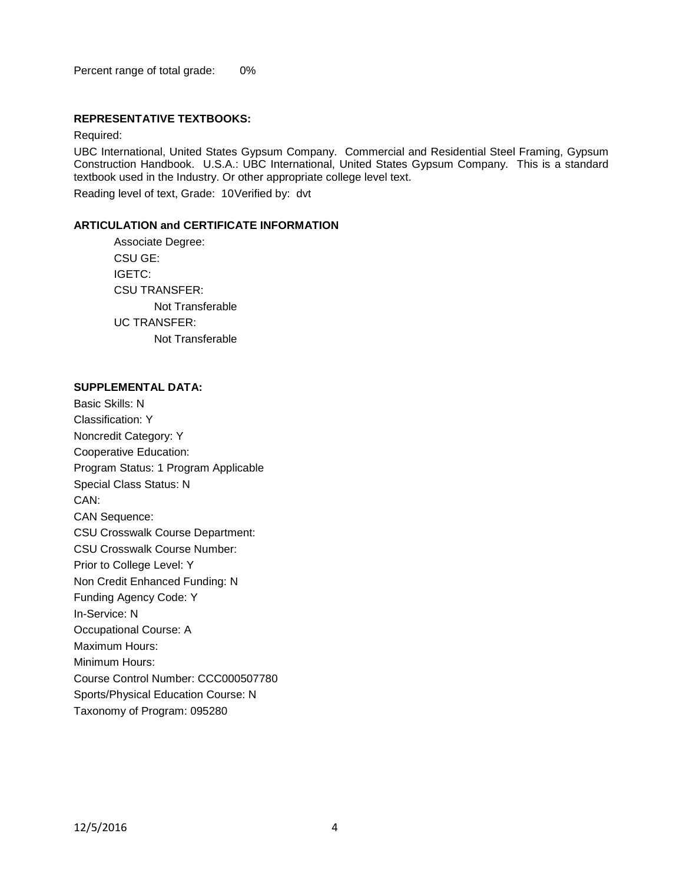Percent range of total grade: 0%

**REPRESENTATIVE TEXTBOOKS:**

Required:

UBC International, United States Gypsum Company. Commercial and Residential Steel Framing, Gypsum Construction Handbook. U.S.A.: UBC International, United States Gypsum Company. This is a standard textbook used in the Industry. Or other appropriate college level text.

Reading level of text, Grade: 10 Verified by: dvt

**ARTICULATION and CERTIFICATE INFORMATION**

Associate Degree:
CSU GE:
IGETC:
CSU TRANSFER:
Not Transferable
UC TRANSFER:
Not Transferable

**SUPPLEMENTAL DATA:**

Basic Skills: N
Classification: Y
Noncredit Category: Y
Cooperative Education:
Program Status: 1 Program Applicable
Special Class Status: N
CAN:
CAN Sequence:
CSU Crosswalk Course Department:
CSU Crosswalk Course Number:
Prior to College Level: Y
Non Credit Enhanced Funding: N
Funding Agency Code: Y
In-Service: N
Occupational Course: A
Maximum Hours:
Minimum Hours:
Course Control Number: CCC000507780
Sports/Physical Education Course: N
Taxonomy of Program: 095280